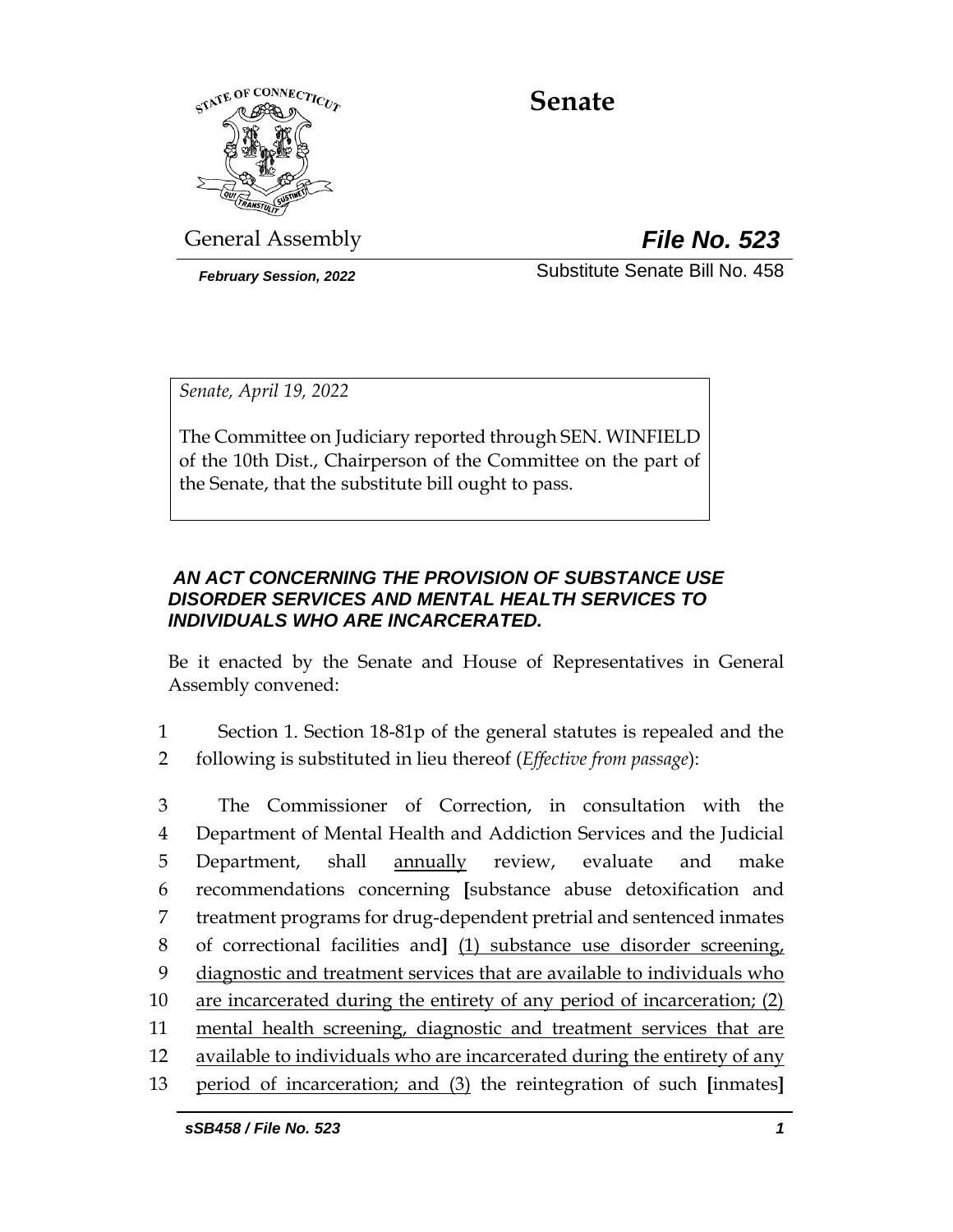# Senate

General Assembly

***File No. 523***

***February Session, 2022***

Substitute Senate Bill No. 458

*Senate, April 19, 2022*

The Committee on Judiciary reported through SEN. WINFIELD of the 10th Dist., Chairperson of the Committee on the part of the Senate, that the substitute bill ought to pass.

***AN ACT CONCERNING THE PROVISION OF SUBSTANCE USE DISORDER SERVICES AND MENTAL HEALTH SERVICES TO INDIVIDUALS WHO ARE INCARCERATED.***

Be it enacted by the Senate and House of Representatives in General Assembly convened:

1 Section 1. Section 18-81p of the general statutes is repealed and the
2 following is substituted in lieu thereof (*Effective from passage*):

3 The Commissioner of Correction, in consultation with the
4 Department of Mental Health and Addiction Services and the Judicial
5 Department, shall <u>annually</u> review, evaluate and make
6 recommendations concerning **[**substance abuse detoxification and
7 treatment programs for drug-dependent pretrial and sentenced inmates
8 of correctional facilities and**]** <u>(1) substance use disorder screening,</u>
9 <u>diagnostic and treatment services that are available to individuals who</u>
10 <u>are incarcerated during the entirety of any period of incarceration; (2)</u>
11 <u>mental health screening, diagnostic and treatment services that are</u>
12 <u>available to individuals who are incarcerated during the entirety of any</u>
13 <u>period of incarceration; and (3)</u> the reintegration of such **[**inmates**]**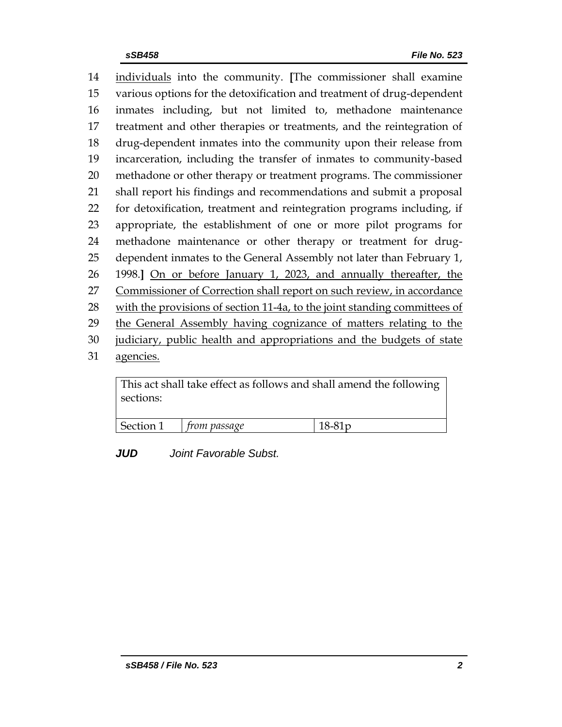14 individuals into the community. [The commissioner shall examine
15 various options for the detoxification and treatment of drug-dependent
16 inmates including, but not limited to, methadone maintenance
17 treatment and other therapies or treatments, and the reintegration of
18 drug-dependent inmates into the community upon their release from
19 incarceration, including the transfer of inmates to community-based
20 methadone or other therapy or treatment programs. The commissioner
21 shall report his findings and recommendations and submit a proposal
22 for detoxification, treatment and reintegration programs including, if
23 appropriate, the establishment of one or more pilot programs for
24 methadone maintenance or other therapy or treatment for drug-
25 dependent inmates to the General Assembly not later than February 1,
26 1998.] On or before January 1, 2023, and annually thereafter, the
27 Commissioner of Correction shall report on such review, in accordance
28 with the provisions of section 11-4a, to the joint standing committees of
29 the General Assembly having cognizance of matters relating to the
30 judiciary, public health and appropriations and the budgets of state
31 agencies.

| This act shall take effect as follows and shall amend the following sections: | | |
|---|---|---|
| Section 1 | *from passage* | 18-81p |

***JUD*** *Joint Favorable Subst.*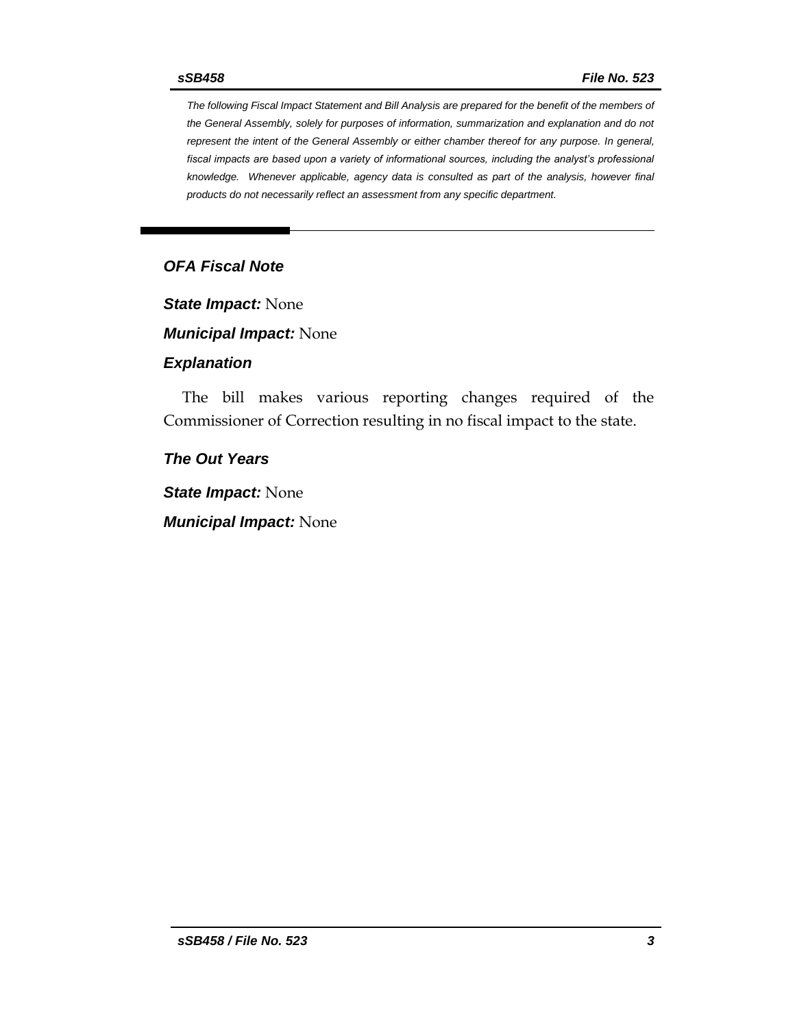*The following Fiscal Impact Statement and Bill Analysis are prepared for the benefit of the members of the General Assembly, solely for purposes of information, summarization and explanation and do not represent the intent of the General Assembly or either chamber thereof for any purpose. In general, fiscal impacts are based upon a variety of informational sources, including the analyst's professional knowledge. Whenever applicable, agency data is consulted as part of the analysis, however final products do not necessarily reflect an assessment from any specific department.*

## *OFA Fiscal Note*

***State Impact:*** None

***Municipal Impact:*** None

### *Explanation*

The bill makes various reporting changes required of the Commissioner of Correction resulting in no fiscal impact to the state.

### *The Out Years*

***State Impact:*** None

***Municipal Impact:*** None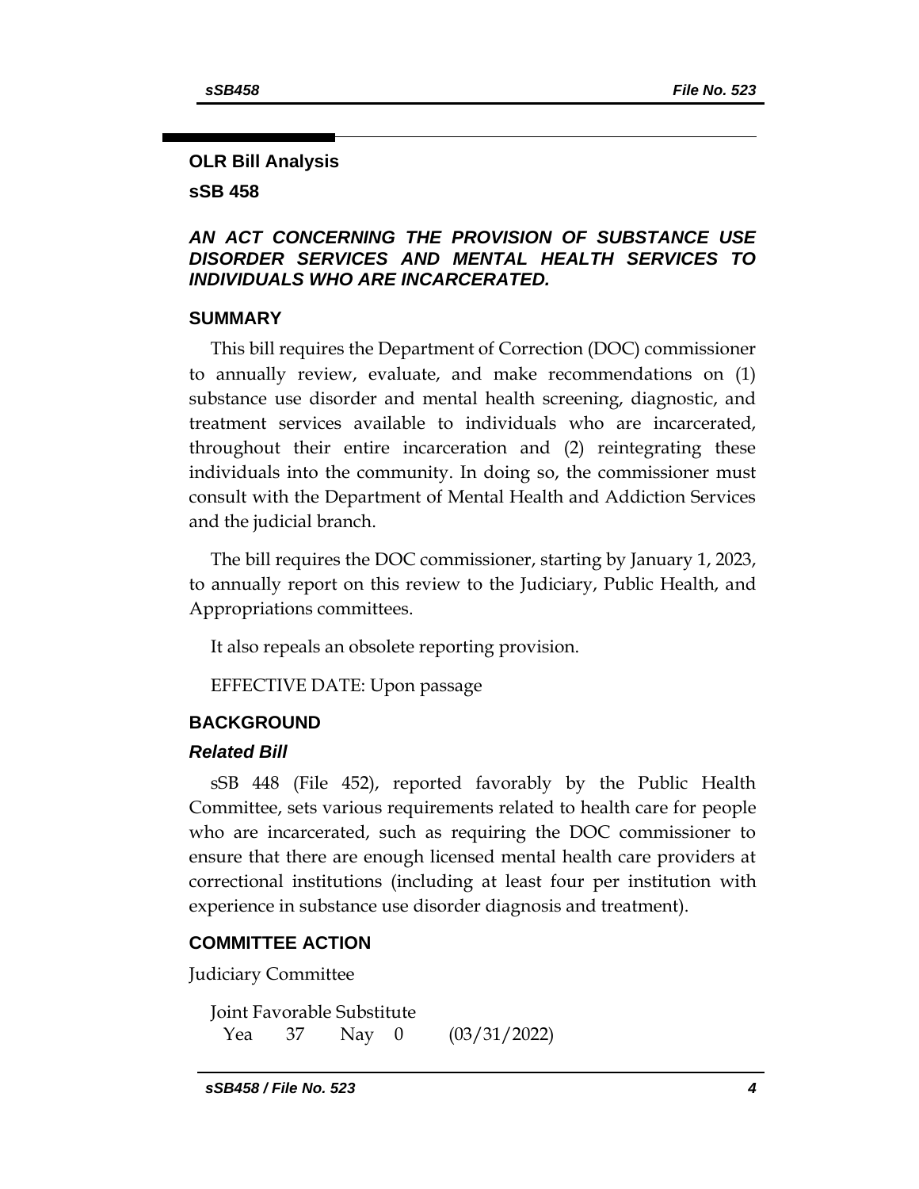## OLR Bill Analysis

## sSB 458

### *AN ACT CONCERNING THE PROVISION OF SUBSTANCE USE DISORDER SERVICES AND MENTAL HEALTH SERVICES TO INDIVIDUALS WHO ARE INCARCERATED.*

### SUMMARY

This bill requires the Department of Correction (DOC) commissioner to annually review, evaluate, and make recommendations on (1) substance use disorder and mental health screening, diagnostic, and treatment services available to individuals who are incarcerated, throughout their entire incarceration and (2) reintegrating these individuals into the community. In doing so, the commissioner must consult with the Department of Mental Health and Addiction Services and the judicial branch.

The bill requires the DOC commissioner, starting by January 1, 2023, to annually report on this review to the Judiciary, Public Health, and Appropriations committees.

It also repeals an obsolete reporting provision.

EFFECTIVE DATE: Upon passage

### BACKGROUND

#### *Related Bill*

sSB 448 (File 452), reported favorably by the Public Health Committee, sets various requirements related to health care for people who are incarcerated, such as requiring the DOC commissioner to ensure that there are enough licensed mental health care providers at correctional institutions (including at least four per institution with experience in substance use disorder diagnosis and treatment).

### COMMITTEE ACTION

Judiciary Committee

Joint Favorable Substitute
Yea 37 Nay 0 (03/31/2022)